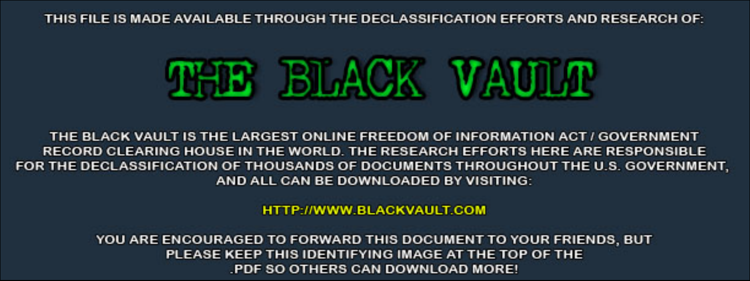THIS FILE IS MADE AVAILABLE THROUGH THE DECLASSIFICATION EFFORTS AND RESEARCH OF:

# THE BLACK VAULT

THE BLACK VAULT IS THE LARGEST ONLINE FREEDOM OF INFORMATION ACT / GOVERNMENT RECORD CLEARING HOUSE IN THE WORLD. THE RESEARCH EFFORTS HERE ARE RESPONSIBLE FOR THE DECLASSIFICATION OF THOUSANDS OF DOCUMENTS THROUGHOUT THE U.S. GOVERNMENT, AND ALL CAN BE DOWNLOADED BY VISITING:

HTTP://WWW.BLACKVAULT.COM

YOU ARE ENCOURAGED TO FORWARD THIS DOCUMENT TO YOUR FRIENDS, BUT PLEASE KEEP THIS IDENTIFYING IMAGE AT THE TOP OF THE .PDF SO OTHERS CAN DOWNLOAD MORE!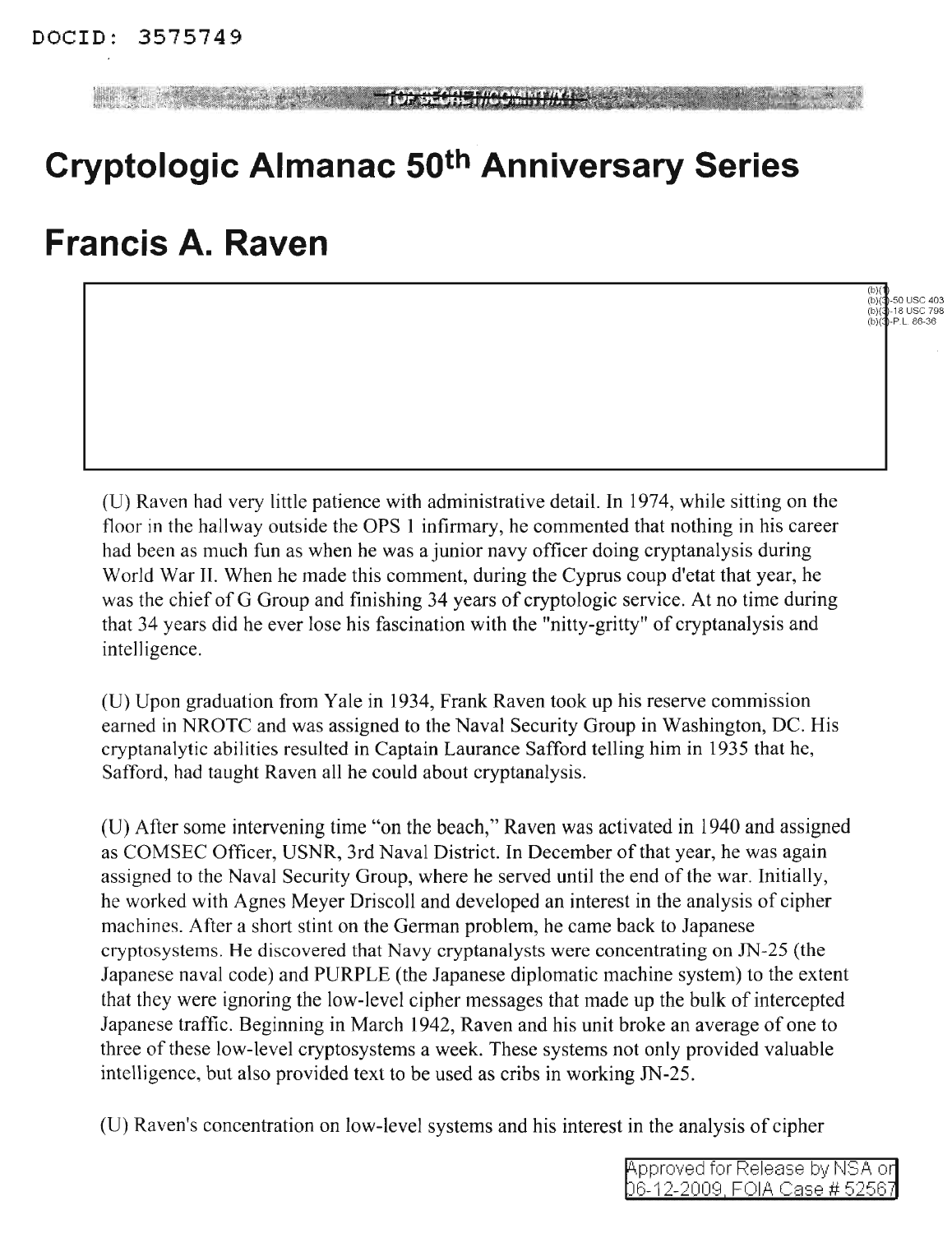# Cryptologic Almanac 50th Anniversary Series

# Francis A. Raven

(U) Raven had very little patience with administrative detail. In 1974, while sitting on the floor in the hallway outside the OPS 1 infirmary, he commented that nothing in his career had been as much fun as when he was a junior navy officer doing cryptanalysis during World War II. When he made this comment, during the Cyprus coup d'etat that year, he was the chief of G Group and finishing 34 years of cryptologic service. At no time during that 34 years did he ever lose his fascination with the "nitty-gritty" of cryptanalysis and intelligence.

(U) Upon graduation from Yale in 1934, Frank Raven took up his reserve commission earned in NROTC and was assigned to the Naval Security Group in Washington, DC. His cryptanalytic abilities resulted in Captain Laurance Safford telling him in 1935 that he, Safford, had taught Raven all he could about cryptanalysis.

(U) After some intervening time "on the beach," Raven was activated in 1940 and assigned as COMSEC Officer, USNR, 3rd Naval District. In December of that year, he was again assigned to the Naval Security Group, where he served until the end of the war. Initially, he worked with Agnes Meyer Driscoll and developed an interest in the analysis of cipher machines. After a short stint on the German problem, he came back to Japanese cryptosystems. He discovered that Navy cryptanalysts were concentrating on JN-25 (the Japanese naval code) and PURPLE (the Japanese diplomatic machine system) to the extent that they were ignoring the low-level cipher messages that made up the bulk of intercepted Japanese traffic. Beginning in March 1942, Raven and his unit broke an average of one to three of these low-level cryptosystems a week. These systems not only provided valuable intelligence, but also provided text to be used as cribs in working JN-25.

(U) Raven's concentration on low-level systems and his interest in the analysis of cipher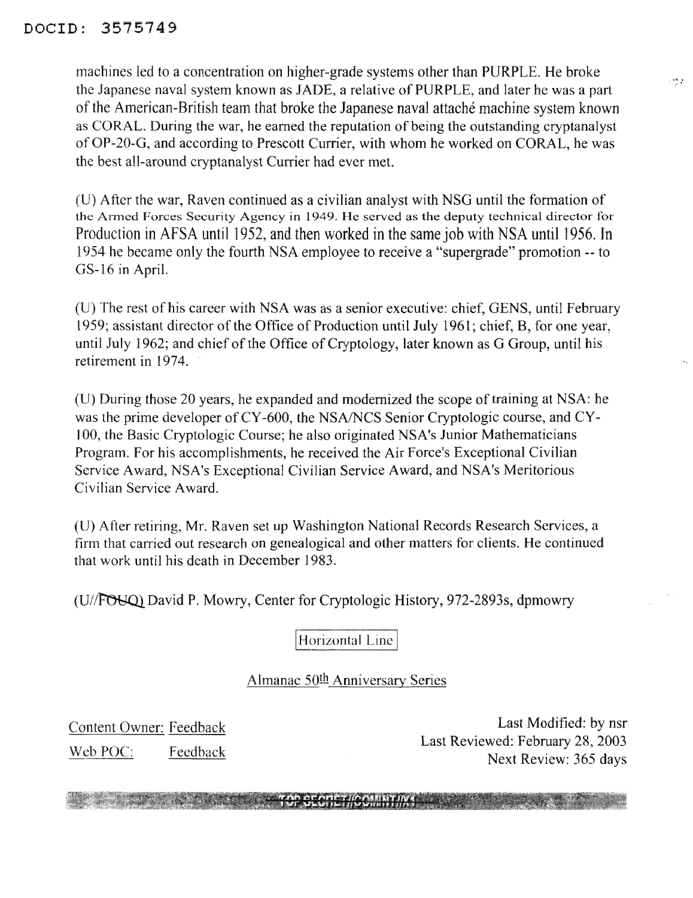machines led to a concentration on higher-grade systems other than PURPLE. He broke the Japanese naval system known as JADE, a relative of PURPLE, and later he was a part of the American-British team that broke the Japanese naval attaché machine system known as CORAL. During the war, he earned the reputation of being the outstanding cryptanalyst of OP-20-G, and according to Prescott Currier, with whom he worked on CORAL, he was the best all-around cryptanalyst Currier had ever met.

(U) After the war, Raven continued as a civilian analyst with NSG until the formation of the Armed Forces Security Agency in 1949. He served as the deputy technical director for Production in AFSA until 1952, and then worked in the same job with NSA until 1956. In 1954 he became only the fourth NSA employee to receive a "supergrade" promotion -- to GS-16 in April.

(U) The rest of his career with NSA was as a senior executive: chief, GENS, until February 1959; assistant director of the Office of Production until July 1961; chief, B, for one year, until July 1962; and chief of the Office of Cryptology, later known as G Group, until his retirement in 1974.

(U) During those 20 years, he expanded and modernized the scope of training at NSA: he was the prime developer of CY-600, the NSA/NCS Senior Cryptologic course, and CY-100, the Basic Cryptologic Course; he also originated NSA's Junior Mathematicians Program. For his accomplishments, he received the Air Force's Exceptional Civilian Service Award, NSA's Exceptional Civilian Service Award, and NSA's Meritorious Civilian Service Award.

(U) After retiring, Mr. Raven set up Washington National Records Research Services, a firm that carried out research on genealogical and other matters for clients. He continued that work until his death in December 1983.

(U//~~FOUO~~) David P. Mowry, Center for Cryptologic History, 972-2893s, dpmowry

Horizontal Line

Almanac 50th Anniversary Series

Content Owner: Feedback
Web POC: Feedback

Last Modified: by nsr
Last Reviewed: February 28, 2003
Next Review: 365 days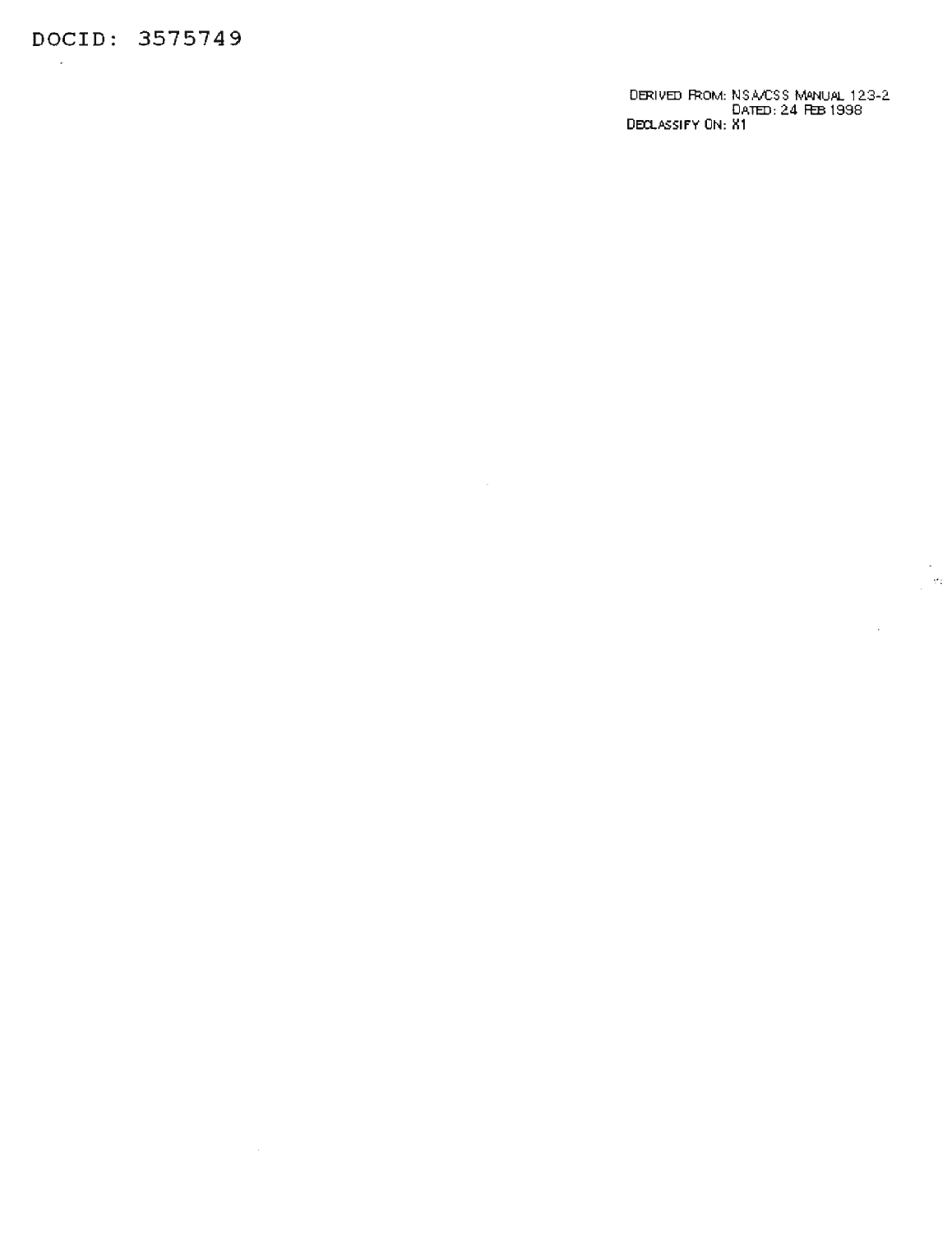DOCID: 3575749

DERIVED FROM: NSA/CSS MANUAL 123-2
DATED: 24 FEB 1998
DECLASSIFY ON: X1